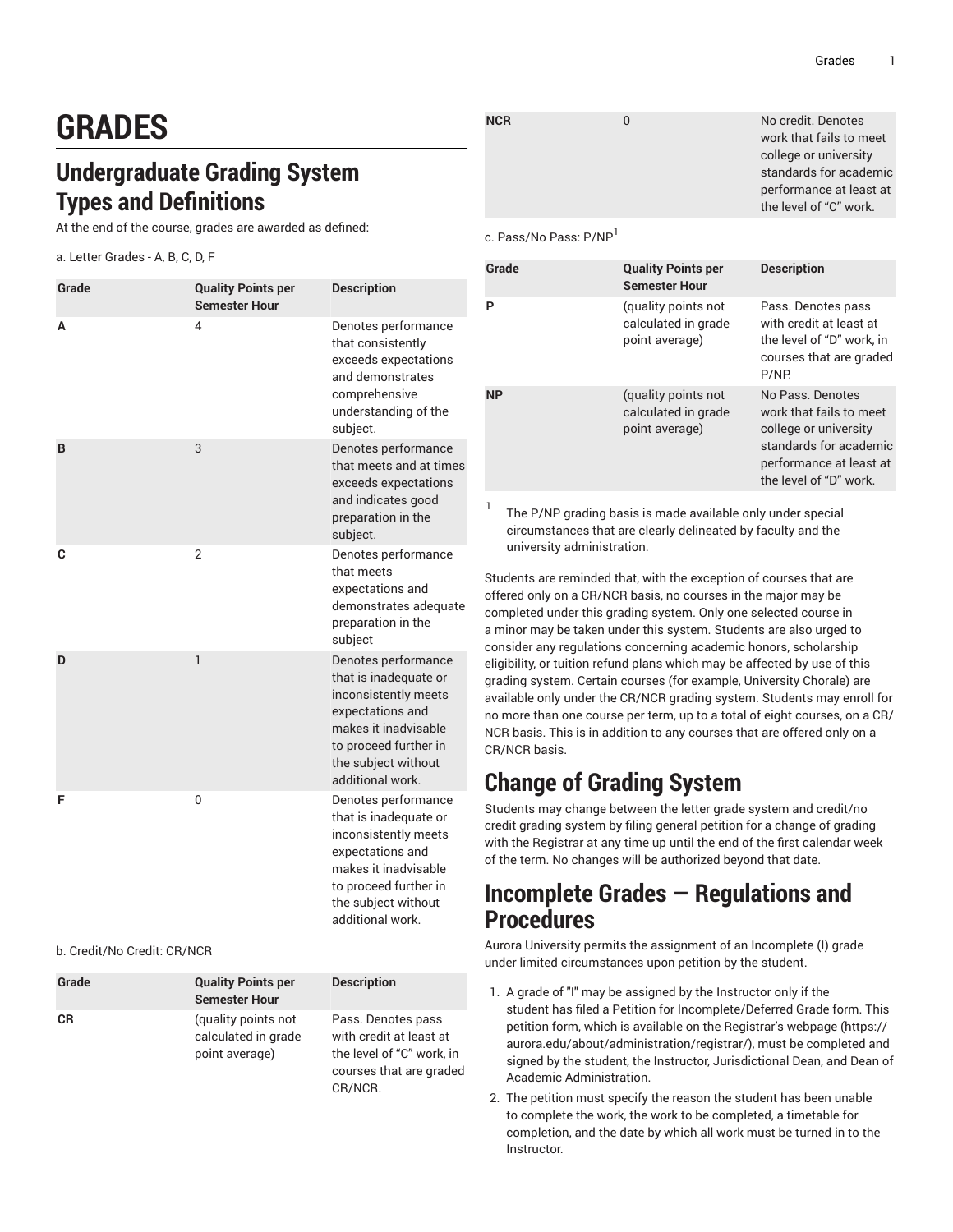# GRADES

## Undergraduate Grading System Types and Definitions

At the end of the course, grades are awarded as defined:

a. Letter Grades - A, B, C, D, F

| Grade | Quality Points per Semester Hour | Description |
|---|---|---|
| **A** | 4 | Denotes performance that consistently exceeds expectations and demonstrates comprehensive understanding of the subject. |
| **B** | 3 | Denotes performance that meets and at times exceeds expectations and indicates good preparation in the subject. |
| **C** | 2 | Denotes performance that meets expectations and demonstrates adequate preparation in the subject |
| **D** | 1 | Denotes performance that is inadequate or inconsistently meets expectations and makes it inadvisable to proceed further in the subject without additional work. |
| **F** | 0 | Denotes performance that is inadequate or inconsistently meets expectations and makes it inadvisable to proceed further in the subject without additional work. |

b. Credit/No Credit: CR/NCR

| Grade | Quality Points per Semester Hour | Description |
|---|---|---|
| **CR** | (quality points not calculated in grade point average) | Pass. Denotes pass with credit at least at the level of “C” work, in courses that are graded CR/NCR. |
| **NCR** | 0 | No credit. Denotes work that fails to meet college or university standards for academic performance at least at the level of “C” work. |

c. Pass/No Pass: P/NP[1]

| Grade | Quality Points per Semester Hour | Description |
|---|---|---|
| **P** | (quality points not calculated in grade point average) | Pass. Denotes pass with credit at least at the level of “D” work, in courses that are graded P/NP. |
| **NP** | (quality points not calculated in grade point average) | No Pass. Denotes work that fails to meet college or university standards for academic performance at least at the level of “D” work. |

[1] The P/NP grading basis is made available only under special circumstances that are clearly delineated by faculty and the university administration.

Students are reminded that, with the exception of courses that are offered only on a CR/NCR basis, no courses in the major may be completed under this grading system. Only one selected course in a minor may be taken under this system. Students are also urged to consider any regulations concerning academic honors, scholarship eligibility, or tuition refund plans which may be affected by use of this grading system. Certain courses (for example, University Chorale) are available only under the CR/NCR grading system. Students may enroll for no more than one course per term, up to a total of eight courses, on a CR/NCR basis. This is in addition to any courses that are offered only on a CR/NCR basis.

## Change of Grading System

Students may change between the letter grade system and credit/no credit grading system by filing general petition for a change of grading with the Registrar at any time up until the end of the first calendar week of the term. No changes will be authorized beyond that date.

## Incomplete Grades — Regulations and Procedures

Aurora University permits the assignment of an Incomplete (I) grade under limited circumstances upon petition by the student.

1. A grade of "I" may be assigned by the Instructor only if the student has filed a Petition for Incomplete/Deferred Grade form. This petition form, which is available on the Registrar’s webpage (https://aurora.edu/about/administration/registrar/), must be completed and signed by the student, the Instructor, Jurisdictional Dean, and Dean of Academic Administration.
2. The petition must specify the reason the student has been unable to complete the work, the work to be completed, a timetable for completion, and the date by which all work must be turned in to the Instructor.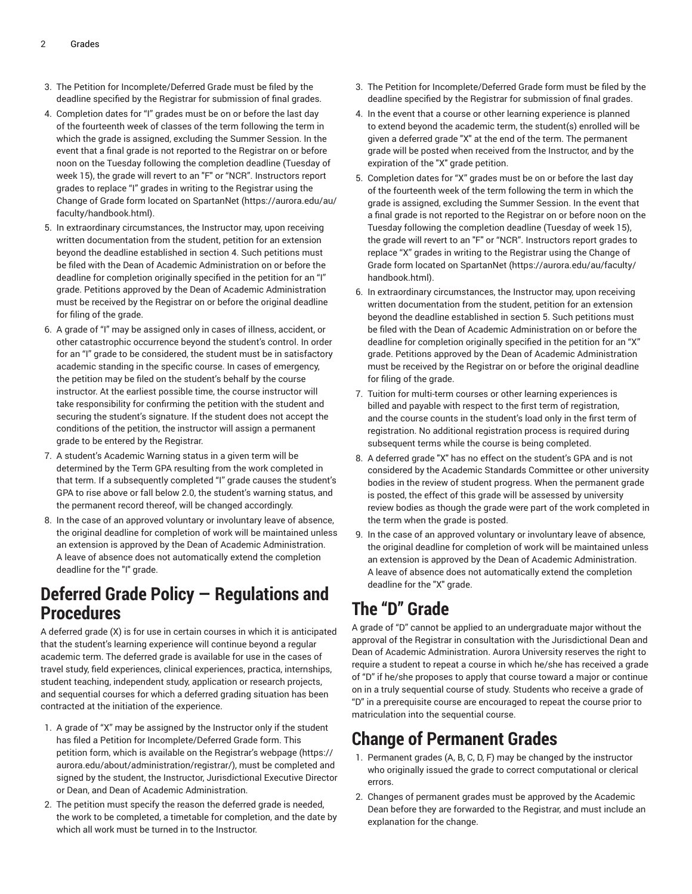3. The Petition for Incomplete/Deferred Grade must be filed by the deadline specified by the Registrar for submission of final grades.
4. Completion dates for "I" grades must be on or before the last day of the fourteenth week of classes of the term following the term in which the grade is assigned, excluding the Summer Session. In the event that a final grade is not reported to the Registrar on or before noon on the Tuesday following the completion deadline (Tuesday of week 15), the grade will revert to an "F" or "NCR". Instructors report grades to replace "I" grades in writing to the Registrar using the Change of Grade form located on SpartanNet (https://aurora.edu/au/faculty/handbook.html).
5. In extraordinary circumstances, the Instructor may, upon receiving written documentation from the student, petition for an extension beyond the deadline established in section 4. Such petitions must be filed with the Dean of Academic Administration on or before the deadline for completion originally specified in the petition for an "I" grade. Petitions approved by the Dean of Academic Administration must be received by the Registrar on or before the original deadline for filing of the grade.
6. A grade of "I" may be assigned only in cases of illness, accident, or other catastrophic occurrence beyond the student's control. In order for an "I" grade to be considered, the student must be in satisfactory academic standing in the specific course. In cases of emergency, the petition may be filed on the student's behalf by the course instructor. At the earliest possible time, the course instructor will take responsibility for confirming the petition with the student and securing the student's signature. If the student does not accept the conditions of the petition, the instructor will assign a permanent grade to be entered by the Registrar.
7. A student's Academic Warning status in a given term will be determined by the Term GPA resulting from the work completed in that term. If a subsequently completed "I" grade causes the student's GPA to rise above or fall below 2.0, the student's warning status, and the permanent record thereof, will be changed accordingly.
8. In the case of an approved voluntary or involuntary leave of absence, the original deadline for completion of work will be maintained unless an extension is approved by the Dean of Academic Administration. A leave of absence does not automatically extend the completion deadline for the "I" grade.

## Deferred Grade Policy — Regulations and Procedures

A deferred grade (X) is for use in certain courses in which it is anticipated that the student's learning experience will continue beyond a regular academic term. The deferred grade is available for use in the cases of travel study, field experiences, clinical experiences, practica, internships, student teaching, independent study, application or research projects, and sequential courses for which a deferred grading situation has been contracted at the initiation of the experience.

1. A grade of "X" may be assigned by the Instructor only if the student has filed a Petition for Incomplete/Deferred Grade form. This petition form, which is available on the Registrar's webpage (https://aurora.edu/about/administration/registrar/), must be completed and signed by the student, the Instructor, Jurisdictional Executive Director or Dean, and Dean of Academic Administration.
2. The petition must specify the reason the deferred grade is needed, the work to be completed, a timetable for completion, and the date by which all work must be turned in to the Instructor.
3. The Petition for Incomplete/Deferred Grade form must be filed by the deadline specified by the Registrar for submission of final grades.
4. In the event that a course or other learning experience is planned to extend beyond the academic term, the student(s) enrolled will be given a deferred grade "X" at the end of the term. The permanent grade will be posted when received from the Instructor, and by the expiration of the "X" grade petition.
5. Completion dates for "X" grades must be on or before the last day of the fourteenth week of the term following the term in which the grade is assigned, excluding the Summer Session. In the event that a final grade is not reported to the Registrar on or before noon on the Tuesday following the completion deadline (Tuesday of week 15), the grade will revert to an "F" or "NCR". Instructors report grades to replace "X" grades in writing to the Registrar using the Change of Grade form located on SpartanNet (https://aurora.edu/au/faculty/handbook.html).
6. In extraordinary circumstances, the Instructor may, upon receiving written documentation from the student, petition for an extension beyond the deadline established in section 5. Such petitions must be filed with the Dean of Academic Administration on or before the deadline for completion originally specified in the petition for an "X" grade. Petitions approved by the Dean of Academic Administration must be received by the Registrar on or before the original deadline for filing of the grade.
7. Tuition for multi-term courses or other learning experiences is billed and payable with respect to the first term of registration, and the course counts in the student's load only in the first term of registration. No additional registration process is required during subsequent terms while the course is being completed.
8. A deferred grade "X" has no effect on the student's GPA and is not considered by the Academic Standards Committee or other university bodies in the review of student progress. When the permanent grade is posted, the effect of this grade will be assessed by university review bodies as though the grade were part of the work completed in the term when the grade is posted.
9. In the case of an approved voluntary or involuntary leave of absence, the original deadline for completion of work will be maintained unless an extension is approved by the Dean of Academic Administration. A leave of absence does not automatically extend the completion deadline for the "X" grade.

## The "D" Grade

A grade of "D" cannot be applied to an undergraduate major without the approval of the Registrar in consultation with the Jurisdictional Dean and Dean of Academic Administration. Aurora University reserves the right to require a student to repeat a course in which he/she has received a grade of "D" if he/she proposes to apply that course toward a major or continue on in a truly sequential course of study. Students who receive a grade of "D" in a prerequisite course are encouraged to repeat the course prior to matriculation into the sequential course.

## Change of Permanent Grades

1. Permanent grades (A, B, C, D, F) may be changed by the instructor who originally issued the grade to correct computational or clerical errors.
2. Changes of permanent grades must be approved by the Academic Dean before they are forwarded to the Registrar, and must include an explanation for the change.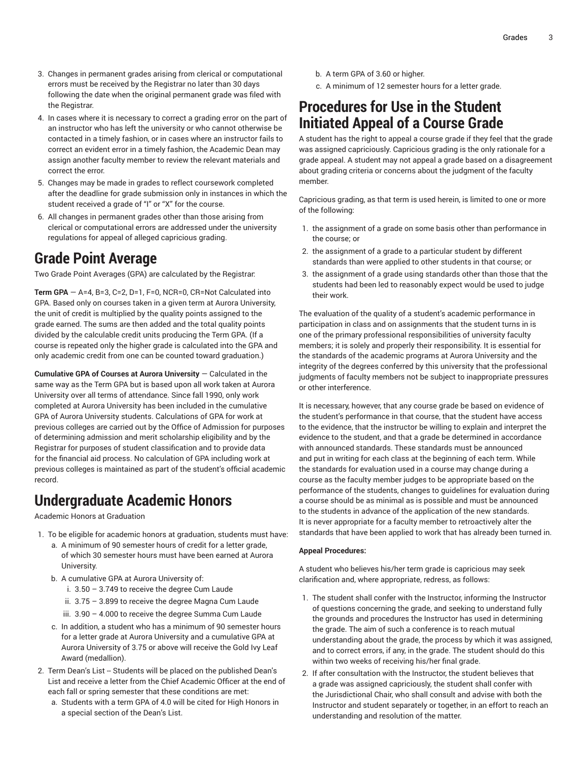3. Changes in permanent grades arising from clerical or computational errors must be received by the Registrar no later than 30 days following the date when the original permanent grade was filed with the Registrar.
4. In cases where it is necessary to correct a grading error on the part of an instructor who has left the university or who cannot otherwise be contacted in a timely fashion, or in cases where an instructor fails to correct an evident error in a timely fashion, the Academic Dean may assign another faculty member to review the relevant materials and correct the error.
5. Changes may be made in grades to reflect coursework completed after the deadline for grade submission only in instances in which the student received a grade of "I" or "X" for the course.
6. All changes in permanent grades other than those arising from clerical or computational errors are addressed under the university regulations for appeal of alleged capricious grading.

# Grade Point Average

Two Grade Point Averages (GPA) are calculated by the Registrar:

**Term GPA** — A=4, B=3, C=2, D=1, F=0, NCR=0, CR=Not Calculated into GPA. Based only on courses taken in a given term at Aurora University, the unit of credit is multiplied by the quality points assigned to the grade earned. The sums are then added and the total quality points divided by the calculable credit units producing the Term GPA. (If a course is repeated only the higher grade is calculated into the GPA and only academic credit from one can be counted toward graduation.)

**Cumulative GPA of Courses at Aurora University** — Calculated in the same way as the Term GPA but is based upon all work taken at Aurora University over all terms of attendance. Since fall 1990, only work completed at Aurora University has been included in the cumulative GPA of Aurora University students. Calculations of GPA for work at previous colleges are carried out by the Office of Admission for purposes of determining admission and merit scholarship eligibility and by the Registrar for purposes of student classification and to provide data for the financial aid process. No calculation of GPA including work at previous colleges is maintained as part of the student's official academic record.

# Undergraduate Academic Honors

Academic Honors at Graduation

1. To be eligible for academic honors at graduation, students must have:
   a. A minimum of 90 semester hours of credit for a letter grade, of which 30 semester hours must have been earned at Aurora University.
   b. A cumulative GPA at Aurora University of:
      i. 3.50 – 3.749 to receive the degree Cum Laude
      ii. 3.75 – 3.899 to receive the degree Magna Cum Laude
      iii. 3.90 – 4.000 to receive the degree Summa Cum Laude
   c. In addition, a student who has a minimum of 90 semester hours for a letter grade at Aurora University and a cumulative GPA at Aurora University of 3.75 or above will receive the Gold Ivy Leaf Award (medallion).
2. Term Dean's List -- Students will be placed on the published Dean's List and receive a letter from the Chief Academic Officer at the end of each fall or spring semester that these conditions are met:
   a. Students with a term GPA of 4.0 will be cited for High Honors in a special section of the Dean's List.
   b. A term GPA of 3.60 or higher.
   c. A minimum of 12 semester hours for a letter grade.

# Procedures for Use in the Student Initiated Appeal of a Course Grade

A student has the right to appeal a course grade if they feel that the grade was assigned capriciously. Capricious grading is the only rationale for a grade appeal. A student may not appeal a grade based on a disagreement about grading criteria or concerns about the judgment of the faculty member.

Capricious grading, as that term is used herein, is limited to one or more of the following:

1. the assignment of a grade on some basis other than performance in the course; or
2. the assignment of a grade to a particular student by different standards than were applied to other students in that course; or
3. the assignment of a grade using standards other than those that the students had been led to reasonably expect would be used to judge their work.

The evaluation of the quality of a student's academic performance in participation in class and on assignments that the student turns in is one of the primary professional responsibilities of university faculty members; it is solely and properly their responsibility. It is essential for the standards of the academic programs at Aurora University and the integrity of the degrees conferred by this university that the professional judgments of faculty members not be subject to inappropriate pressures or other interference.

It is necessary, however, that any course grade be based on evidence of the student's performance in that course, that the student have access to the evidence, that the instructor be willing to explain and interpret the evidence to the student, and that a grade be determined in accordance with announced standards. These standards must be announced and put in writing for each class at the beginning of each term. While the standards for evaluation used in a course may change during a course as the faculty member judges to be appropriate based on the performance of the students, changes to guidelines for evaluation during a course should be as minimal as is possible and must be announced to the students in advance of the application of the new standards. It is never appropriate for a faculty member to retroactively alter the standards that have been applied to work that has already been turned in.

**Appeal Procedures:**

A student who believes his/her term grade is capricious may seek clarification and, where appropriate, redress, as follows:

1. The student shall confer with the Instructor, informing the Instructor of questions concerning the grade, and seeking to understand fully the grounds and procedures the Instructor has used in determining the grade. The aim of such a conference is to reach mutual understanding about the grade, the process by which it was assigned, and to correct errors, if any, in the grade. The student should do this within two weeks of receiving his/her final grade.
2. If after consultation with the Instructor, the student believes that a grade was assigned capriciously, the student shall confer with the Jurisdictional Chair, who shall consult and advise with both the Instructor and student separately or together, in an effort to reach an understanding and resolution of the matter.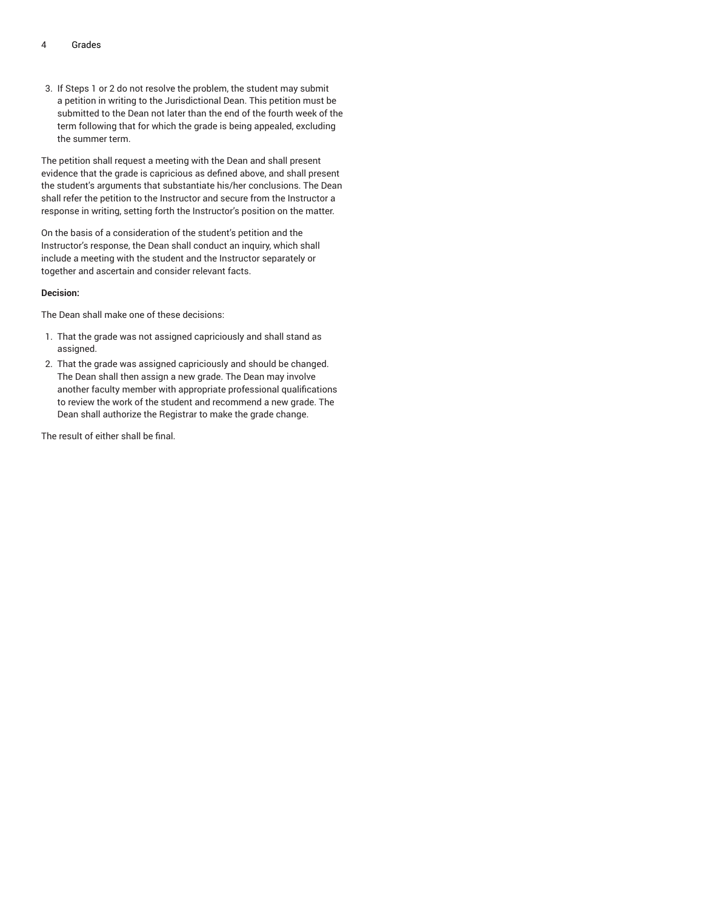3. If Steps 1 or 2 do not resolve the problem, the student may submit a petition in writing to the Jurisdictional Dean. This petition must be submitted to the Dean not later than the end of the fourth week of the term following that for which the grade is being appealed, excluding the summer term.

The petition shall request a meeting with the Dean and shall present evidence that the grade is capricious as defined above, and shall present the student's arguments that substantiate his/her conclusions. The Dean shall refer the petition to the Instructor and secure from the Instructor a response in writing, setting forth the Instructor's position on the matter.

On the basis of a consideration of the student's petition and the Instructor's response, the Dean shall conduct an inquiry, which shall include a meeting with the student and the Instructor separately or together and ascertain and consider relevant facts.

**Decision:**

The Dean shall make one of these decisions:

1. That the grade was not assigned capriciously and shall stand as assigned.
2. That the grade was assigned capriciously and should be changed. The Dean shall then assign a new grade. The Dean may involve another faculty member with appropriate professional qualifications to review the work of the student and recommend a new grade. The Dean shall authorize the Registrar to make the grade change.

The result of either shall be final.